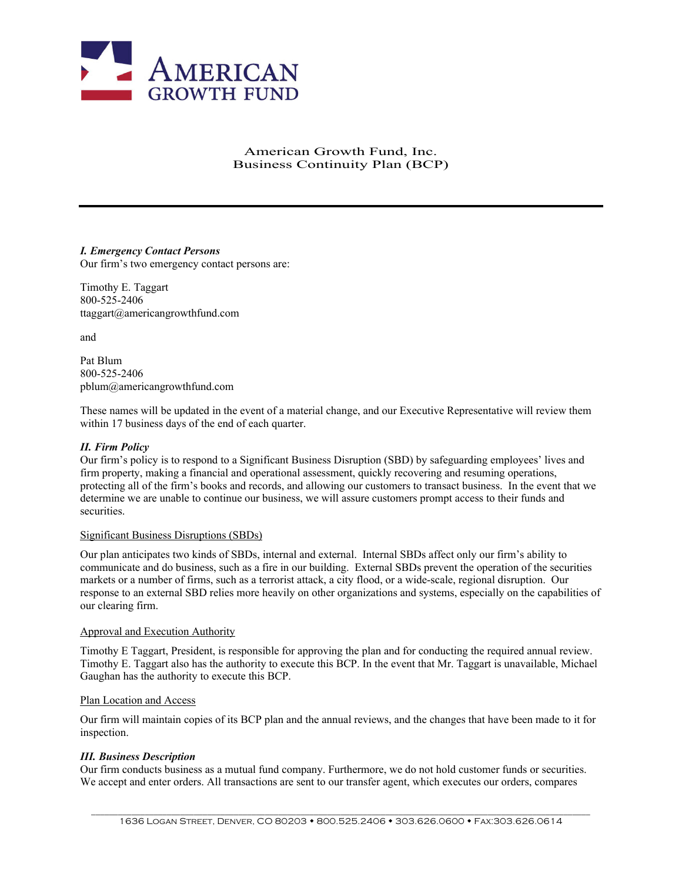# American Growth Fund

American Growth Fund, Inc.
Business Continuity Plan (BCP)

---

***I. Emergency Contact Persons***
Our firm's two emergency contact persons are:

Timothy E. Taggart
800-525-2406
ttaggart@americangrowthfund.com

and

Pat Blum
800-525-2406
pblum@americangrowthfund.com

These names will be updated in the event of a material change, and our Executive Representative will review them within 17 business days of the end of each quarter.

***II. Firm Policy***
Our firm's policy is to respond to a Significant Business Disruption (SBD) by safeguarding employees' lives and firm property, making a financial and operational assessment, quickly recovering and resuming operations, protecting all of the firm's books and records, and allowing our customers to transact business. In the event that we determine we are unable to continue our business, we will assure customers prompt access to their funds and securities.

<u>Significant Business Disruptions (SBDs)</u>

Our plan anticipates two kinds of SBDs, internal and external. Internal SBDs affect only our firm's ability to communicate and do business, such as a fire in our building. External SBDs prevent the operation of the securities markets or a number of firms, such as a terrorist attack, a city flood, or a wide-scale, regional disruption. Our response to an external SBD relies more heavily on other organizations and systems, especially on the capabilities of our clearing firm.

<u>Approval and Execution Authority</u>

Timothy E Taggart, President, is responsible for approving the plan and for conducting the required annual review. Timothy E. Taggart also has the authority to execute this BCP. In the event that Mr. Taggart is unavailable, Michael Gaughan has the authority to execute this BCP.

<u>Plan Location and Access</u>

Our firm will maintain copies of its BCP plan and the annual reviews, and the changes that have been made to it for inspection.

***III. Business Description***
Our firm conducts business as a mutual fund company. Furthermore, we do not hold customer funds or securities. We accept and enter orders. All transactions are sent to our transfer agent, which executes our orders, compares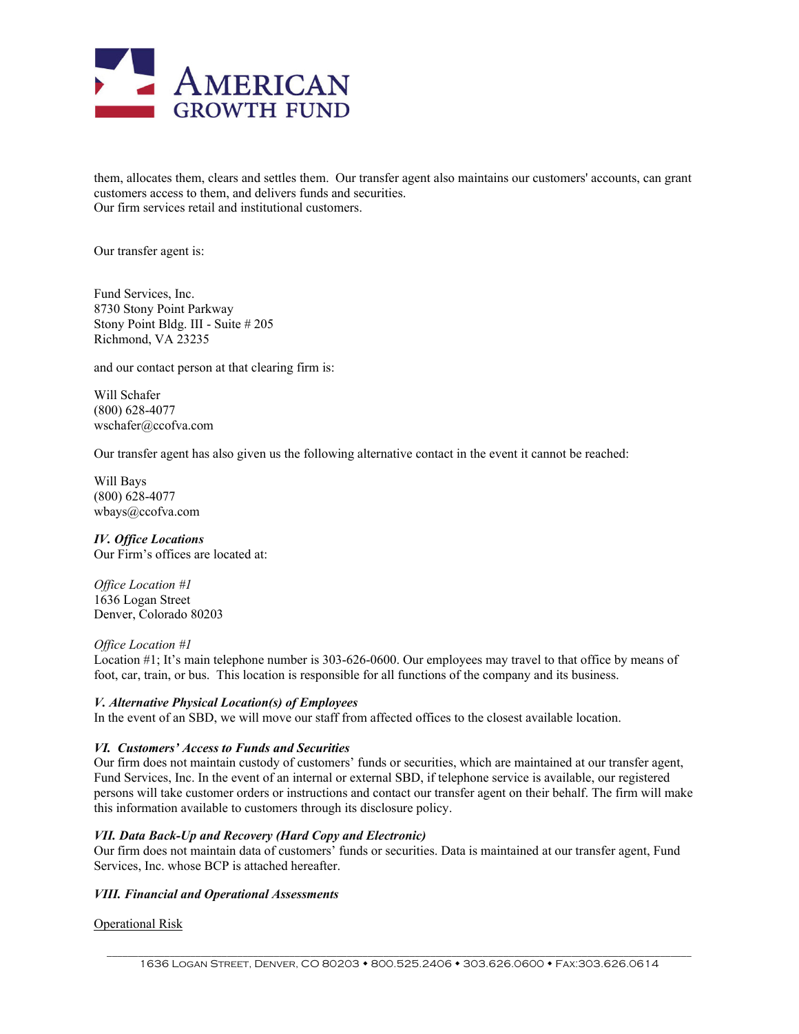them, allocates them, clears and settles them. Our transfer agent also maintains our customers' accounts, can grant customers access to them, and delivers funds and securities.
Our firm services retail and institutional customers.

Our transfer agent is:

Fund Services, Inc.
8730 Stony Point Parkway
Stony Point Bldg. III - Suite # 205
Richmond, VA 23235

and our contact person at that clearing firm is:

Will Schafer
(800) 628-4077
wschafer@ccofva.com

Our transfer agent has also given us the following alternative contact in the event it cannot be reached:

Will Bays
(800) 628-4077
wbays@ccofva.com

***IV. Office Locations***
Our Firm's offices are located at:

*Office Location #1*
1636 Logan Street
Denver, Colorado 80203

*Office Location #1*
Location #1; It's main telephone number is 303-626-0600. Our employees may travel to that office by means of foot, car, train, or bus. This location is responsible for all functions of the company and its business.

***V. Alternative Physical Location(s) of Employees***
In the event of an SBD, we will move our staff from affected offices to the closest available location.

***VI. Customers' Access to Funds and Securities***
Our firm does not maintain custody of customers' funds or securities, which are maintained at our transfer agent, Fund Services, Inc. In the event of an internal or external SBD, if telephone service is available, our registered persons will take customer orders or instructions and contact our transfer agent on their behalf. The firm will make this information available to customers through its disclosure policy.

***VII. Data Back-Up and Recovery (Hard Copy and Electronic)***
Our firm does not maintain data of customers' funds or securities. Data is maintained at our transfer agent, Fund Services, Inc. whose BCP is attached hereafter.

***VIII. Financial and Operational Assessments***

<u>Operational Risk</u>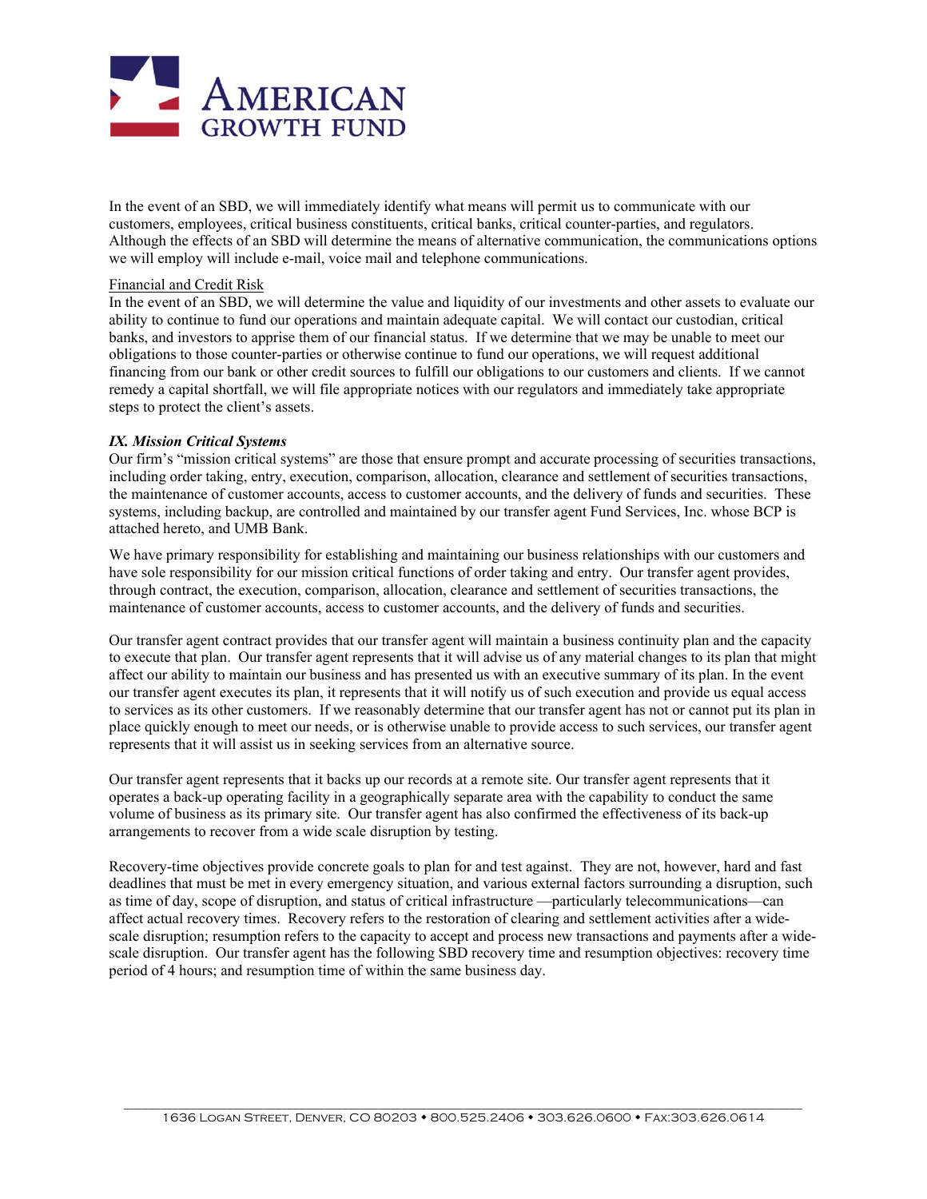In the event of an SBD, we will immediately identify what means will permit us to communicate with our customers, employees, critical business constituents, critical banks, critical counter-parties, and regulators. Although the effects of an SBD will determine the means of alternative communication, the communications options we will employ will include e-mail, voice mail and telephone communications.

Financial and Credit Risk
In the event of an SBD, we will determine the value and liquidity of our investments and other assets to evaluate our ability to continue to fund our operations and maintain adequate capital. We will contact our custodian, critical banks, and investors to apprise them of our financial status. If we determine that we may be unable to meet our obligations to those counter-parties or otherwise continue to fund our operations, we will request additional financing from our bank or other credit sources to fulfill our obligations to our customers and clients. If we cannot remedy a capital shortfall, we will file appropriate notices with our regulators and immediately take appropriate steps to protect the client's assets.

***IX. Mission Critical Systems***

Our firm's "mission critical systems" are those that ensure prompt and accurate processing of securities transactions, including order taking, entry, execution, comparison, allocation, clearance and settlement of securities transactions, the maintenance of customer accounts, access to customer accounts, and the delivery of funds and securities. These systems, including backup, are controlled and maintained by our transfer agent Fund Services, Inc. whose BCP is attached hereto, and UMB Bank.

We have primary responsibility for establishing and maintaining our business relationships with our customers and have sole responsibility for our mission critical functions of order taking and entry. Our transfer agent provides, through contract, the execution, comparison, allocation, clearance and settlement of securities transactions, the maintenance of customer accounts, access to customer accounts, and the delivery of funds and securities.

Our transfer agent contract provides that our transfer agent will maintain a business continuity plan and the capacity to execute that plan. Our transfer agent represents that it will advise us of any material changes to its plan that might affect our ability to maintain our business and has presented us with an executive summary of its plan. In the event our transfer agent executes its plan, it represents that it will notify us of such execution and provide us equal access to services as its other customers. If we reasonably determine that our transfer agent has not or cannot put its plan in place quickly enough to meet our needs, or is otherwise unable to provide access to such services, our transfer agent represents that it will assist us in seeking services from an alternative source.

Our transfer agent represents that it backs up our records at a remote site. Our transfer agent represents that it operates a back-up operating facility in a geographically separate area with the capability to conduct the same volume of business as its primary site. Our transfer agent has also confirmed the effectiveness of its back-up arrangements to recover from a wide scale disruption by testing.

Recovery-time objectives provide concrete goals to plan for and test against. They are not, however, hard and fast deadlines that must be met in every emergency situation, and various external factors surrounding a disruption, such as time of day, scope of disruption, and status of critical infrastructure —particularly telecommunications—can affect actual recovery times. Recovery refers to the restoration of clearing and settlement activities after a wide-scale disruption; resumption refers to the capacity to accept and process new transactions and payments after a wide-scale disruption. Our transfer agent has the following SBD recovery time and resumption objectives: recovery time period of 4 hours; and resumption time of within the same business day.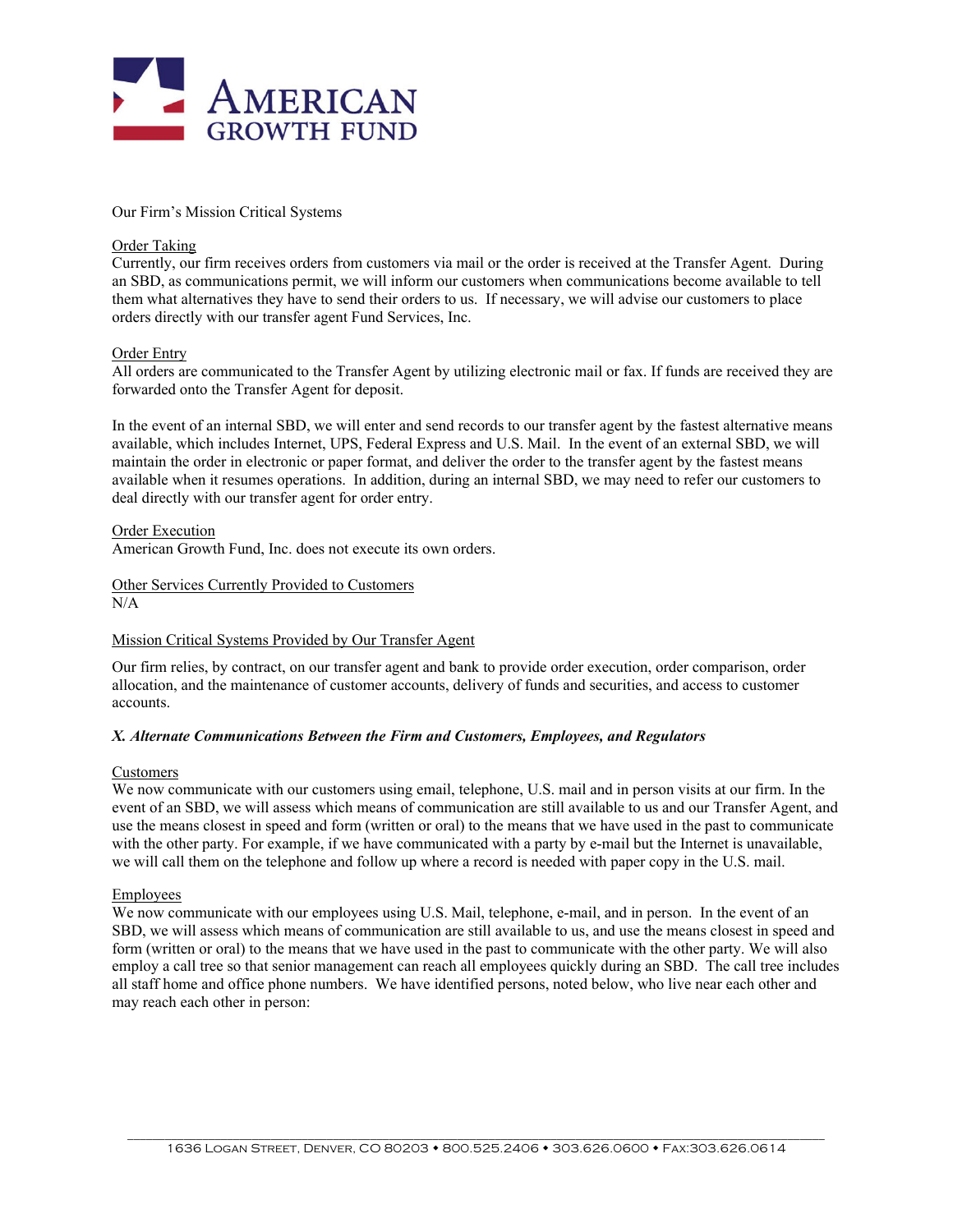Our Firm's Mission Critical Systems

Order Taking
Currently, our firm receives orders from customers via mail or the order is received at the Transfer Agent. During an SBD, as communications permit, we will inform our customers when communications become available to tell them what alternatives they have to send their orders to us. If necessary, we will advise our customers to place orders directly with our transfer agent Fund Services, Inc.

Order Entry
All orders are communicated to the Transfer Agent by utilizing electronic mail or fax. If funds are received they are forwarded onto the Transfer Agent for deposit.

In the event of an internal SBD, we will enter and send records to our transfer agent by the fastest alternative means available, which includes Internet, UPS, Federal Express and U.S. Mail. In the event of an external SBD, we will maintain the order in electronic or paper format, and deliver the order to the transfer agent by the fastest means available when it resumes operations. In addition, during an internal SBD, we may need to refer our customers to deal directly with our transfer agent for order entry.

Order Execution
American Growth Fund, Inc. does not execute its own orders.

Other Services Currently Provided to Customers
N/A

Mission Critical Systems Provided by Our Transfer Agent

Our firm relies, by contract, on our transfer agent and bank to provide order execution, order comparison, order allocation, and the maintenance of customer accounts, delivery of funds and securities, and access to customer accounts.

### *X. Alternate Communications Between the Firm and Customers, Employees, and Regulators*

Customers
We now communicate with our customers using email, telephone, U.S. mail and in person visits at our firm. In the event of an SBD, we will assess which means of communication are still available to us and our Transfer Agent, and use the means closest in speed and form (written or oral) to the means that we have used in the past to communicate with the other party. For example, if we have communicated with a party by e-mail but the Internet is unavailable, we will call them on the telephone and follow up where a record is needed with paper copy in the U.S. mail.

Employees
We now communicate with our employees using U.S. Mail, telephone, e-mail, and in person. In the event of an SBD, we will assess which means of communication are still available to us, and use the means closest in speed and form (written or oral) to the means that we have used in the past to communicate with the other party. We will also employ a call tree so that senior management can reach all employees quickly during an SBD. The call tree includes all staff home and office phone numbers. We have identified persons, noted below, who live near each other and may reach each other in person: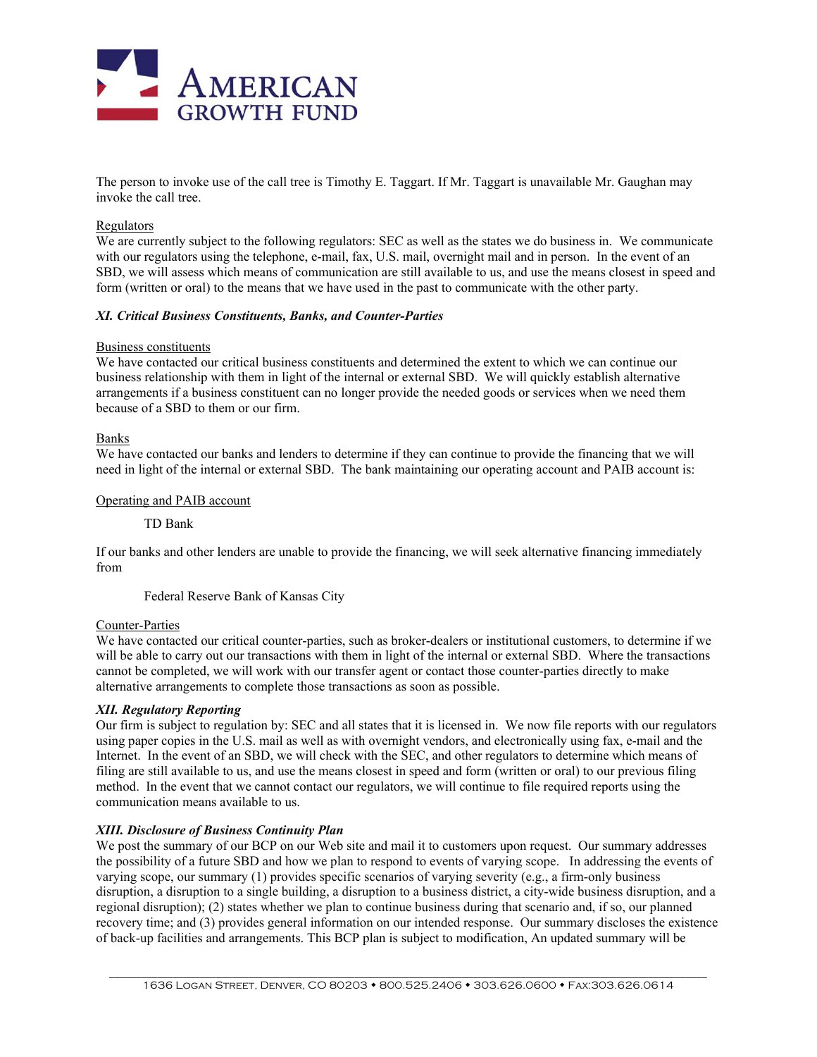The person to invoke use of the call tree is Timothy E. Taggart. If Mr. Taggart is unavailable Mr. Gaughan may invoke the call tree.

Regulators
We are currently subject to the following regulators: SEC as well as the states we do business in. We communicate with our regulators using the telephone, e-mail, fax, U.S. mail, overnight mail and in person. In the event of an SBD, we will assess which means of communication are still available to us, and use the means closest in speed and form (written or oral) to the means that we have used in the past to communicate with the other party.

### *XI. Critical Business Constituents, Banks, and Counter-Parties*

Business constituents
We have contacted our critical business constituents and determined the extent to which we can continue our business relationship with them in light of the internal or external SBD. We will quickly establish alternative arrangements if a business constituent can no longer provide the needed goods or services when we need them because of a SBD to them or our firm.

Banks
We have contacted our banks and lenders to determine if they can continue to provide the financing that we will need in light of the internal or external SBD. The bank maintaining our operating account and PAIB account is:

Operating and PAIB account

TD Bank

If our banks and other lenders are unable to provide the financing, we will seek alternative financing immediately from

Federal Reserve Bank of Kansas City

Counter-Parties
We have contacted our critical counter-parties, such as broker-dealers or institutional customers, to determine if we will be able to carry out our transactions with them in light of the internal or external SBD. Where the transactions cannot be completed, we will work with our transfer agent or contact those counter-parties directly to make alternative arrangements to complete those transactions as soon as possible.

### *XII. Regulatory Reporting*

Our firm is subject to regulation by: SEC and all states that it is licensed in. We now file reports with our regulators using paper copies in the U.S. mail as well as with overnight vendors, and electronically using fax, e-mail and the Internet. In the event of an SBD, we will check with the SEC, and other regulators to determine which means of filing are still available to us, and use the means closest in speed and form (written or oral) to our previous filing method. In the event that we cannot contact our regulators, we will continue to file required reports using the communication means available to us.

### *XIII. Disclosure of Business Continuity Plan*

We post the summary of our BCP on our Web site and mail it to customers upon request. Our summary addresses the possibility of a future SBD and how we plan to respond to events of varying scope. In addressing the events of varying scope, our summary (1) provides specific scenarios of varying severity (e.g., a firm-only business disruption, a disruption to a single building, a disruption to a business district, a city-wide business disruption, and a regional disruption); (2) states whether we plan to continue business during that scenario and, if so, our planned recovery time; and (3) provides general information on our intended response. Our summary discloses the existence of back-up facilities and arrangements. This BCP plan is subject to modification, An updated summary will be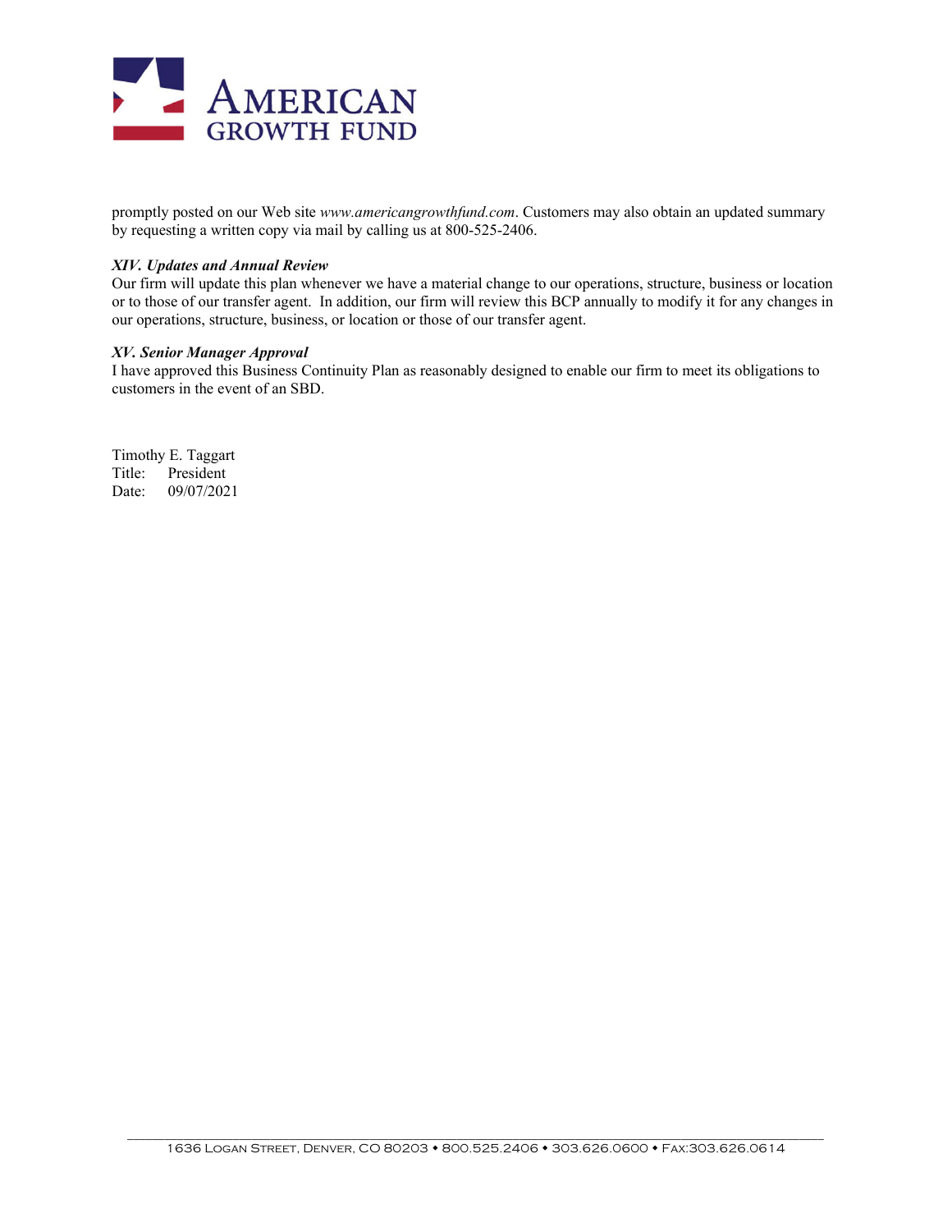promptly posted on our Web site *www.americangrowthfund.com*. Customers may also obtain an updated summary by requesting a written copy via mail by calling us at 800-525-2406.

***XIV. Updates and Annual Review***

Our firm will update this plan whenever we have a material change to our operations, structure, business or location or to those of our transfer agent. In addition, our firm will review this BCP annually to modify it for any changes in our operations, structure, business, or location or those of our transfer agent.

***XV. Senior Manager Approval***

I have approved this Business Continuity Plan as reasonably designed to enable our firm to meet its obligations to customers in the event of an SBD.

Timothy E. Taggart
Title: President
Date: 09/07/2021